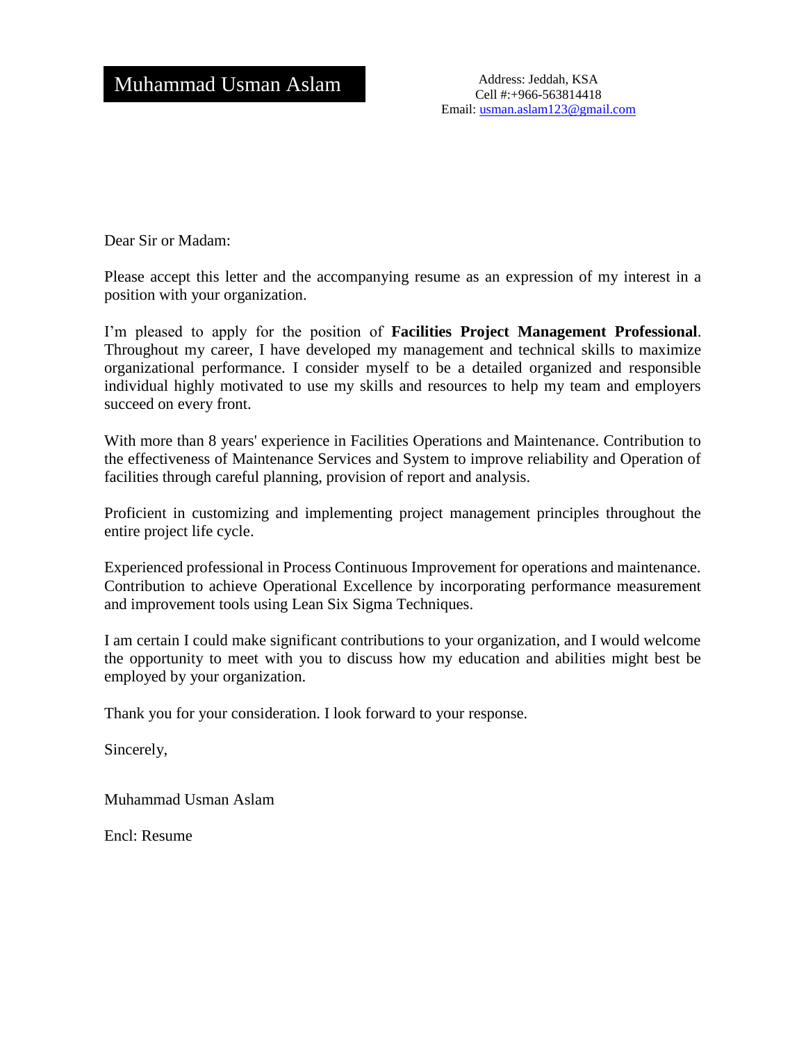# Muhammad Usman Aslam

Address: Jeddah, KSA
Cell #:+966-563814418
Email: usman.aslam123@gmail.com

Dear Sir or Madam:

Please accept this letter and the accompanying resume as an expression of my interest in a position with your organization.

I'm pleased to apply for the position of **Facilities Project Management Professional**. Throughout my career, I have developed my management and technical skills to maximize organizational performance. I consider myself to be a detailed organized and responsible individual highly motivated to use my skills and resources to help my team and employers succeed on every front.

With more than 8 years' experience in Facilities Operations and Maintenance. Contribution to the effectiveness of Maintenance Services and System to improve reliability and Operation of facilities through careful planning, provision of report and analysis.

Proficient in customizing and implementing project management principles throughout the entire project life cycle.

Experienced professional in Process Continuous Improvement for operations and maintenance. Contribution to achieve Operational Excellence by incorporating performance measurement and improvement tools using Lean Six Sigma Techniques.

I am certain I could make significant contributions to your organization, and I would welcome the opportunity to meet with you to discuss how my education and abilities might best be employed by your organization.

Thank you for your consideration. I look forward to your response.

Sincerely,

Muhammad Usman Aslam

Encl: Resume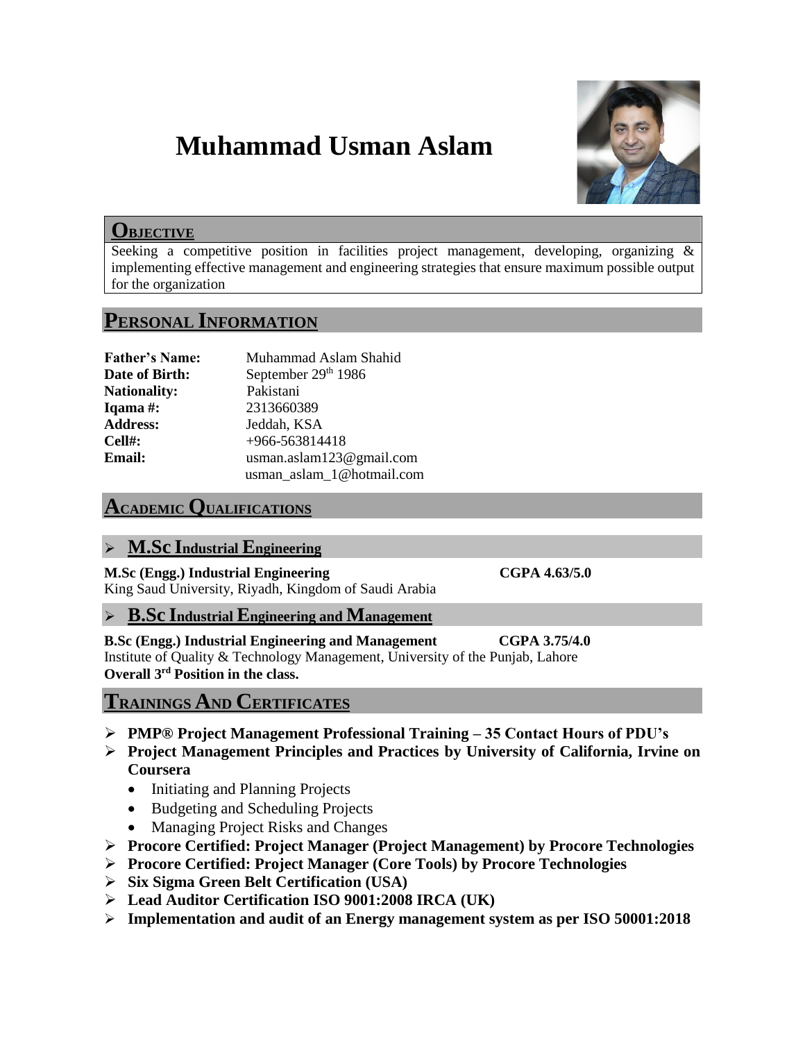# Muhammad Usman Aslam

## Objective

Seeking a competitive position in facilities project management, developing, organizing & implementing effective management and engineering strategies that ensure maximum possible output for the organization

## Personal Information

**Father's Name:** Muhammad Aslam Shahid
**Date of Birth:** September 29th 1986
**Nationality:** Pakistani
**Iqama #:** 2313660389
**Address:** Jeddah, KSA
**Cell#:** +966-563814418
**Email:** usman.aslam123@gmail.com
usman_aslam_1@hotmail.com

## Academic Qualifications

### M.Sc Industrial Engineering

**M.Sc (Engg.) Industrial Engineering** **CGPA 4.63/5.0**
King Saud University, Riyadh, Kingdom of Saudi Arabia

### B.Sc Industrial Engineering and Management

**B.Sc (Engg.) Industrial Engineering and Management** **CGPA 3.75/4.0**
Institute of Quality & Technology Management, University of the Punjab, Lahore
**Overall 3rd Position in the class.**

## Trainings And Certificates

- **PMP® Project Management Professional Training – 35 Contact Hours of PDU's**
- **Project Management Principles and Practices by University of California, Irvine on Coursera**
  - Initiating and Planning Projects
  - Budgeting and Scheduling Projects
  - Managing Project Risks and Changes
- **Procore Certified: Project Manager (Project Management) by Procore Technologies**
- **Procore Certified: Project Manager (Core Tools) by Procore Technologies**
- **Six Sigma Green Belt Certification (USA)**
- **Lead Auditor Certification ISO 9001:2008 IRCA (UK)**
- **Implementation and audit of an Energy management system as per ISO 50001:2018**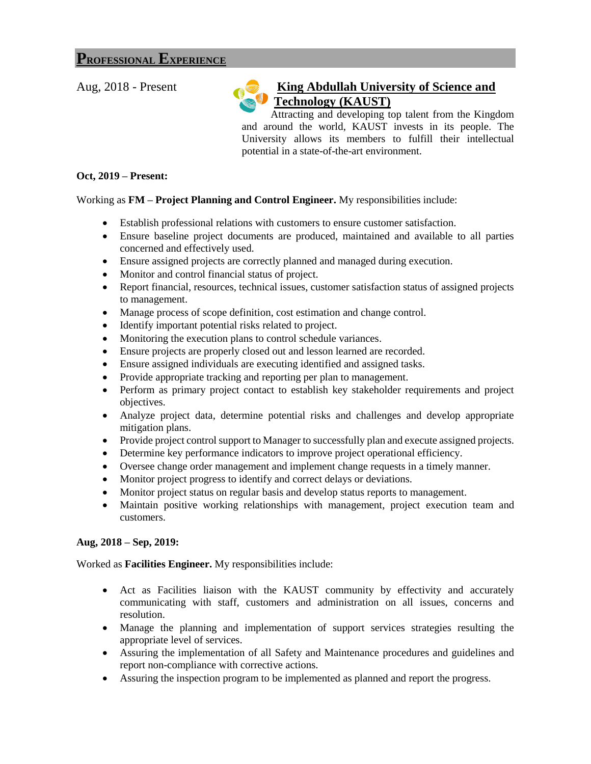## PROFESSIONAL EXPERIENCE

Aug, 2018 - Present

### King Abdullah University of Science and Technology (KAUST)

Attracting and developing top talent from the Kingdom and around the world, KAUST invests in its people. The University allows its members to fulfill their intellectual potential in a state-of-the-art environment.

**Oct, 2019 – Present:**

Working as **FM – Project Planning and Control Engineer.** My responsibilities include:

- Establish professional relations with customers to ensure customer satisfaction.
- Ensure baseline project documents are produced, maintained and available to all parties concerned and effectively used.
- Ensure assigned projects are correctly planned and managed during execution.
- Monitor and control financial status of project.
- Report financial, resources, technical issues, customer satisfaction status of assigned projects to management.
- Manage process of scope definition, cost estimation and change control.
- Identify important potential risks related to project.
- Monitoring the execution plans to control schedule variances.
- Ensure projects are properly closed out and lesson learned are recorded.
- Ensure assigned individuals are executing identified and assigned tasks.
- Provide appropriate tracking and reporting per plan to management.
- Perform as primary project contact to establish key stakeholder requirements and project objectives.
- Analyze project data, determine potential risks and challenges and develop appropriate mitigation plans.
- Provide project control support to Manager to successfully plan and execute assigned projects.
- Determine key performance indicators to improve project operational efficiency.
- Oversee change order management and implement change requests in a timely manner.
- Monitor project progress to identify and correct delays or deviations.
- Monitor project status on regular basis and develop status reports to management.
- Maintain positive working relationships with management, project execution team and customers.

**Aug, 2018 – Sep, 2019:**

Worked as **Facilities Engineer.** My responsibilities include:

- Act as Facilities liaison with the KAUST community by effectivity and accurately communicating with staff, customers and administration on all issues, concerns and resolution.
- Manage the planning and implementation of support services strategies resulting the appropriate level of services.
- Assuring the implementation of all Safety and Maintenance procedures and guidelines and report non-compliance with corrective actions.
- Assuring the inspection program to be implemented as planned and report the progress.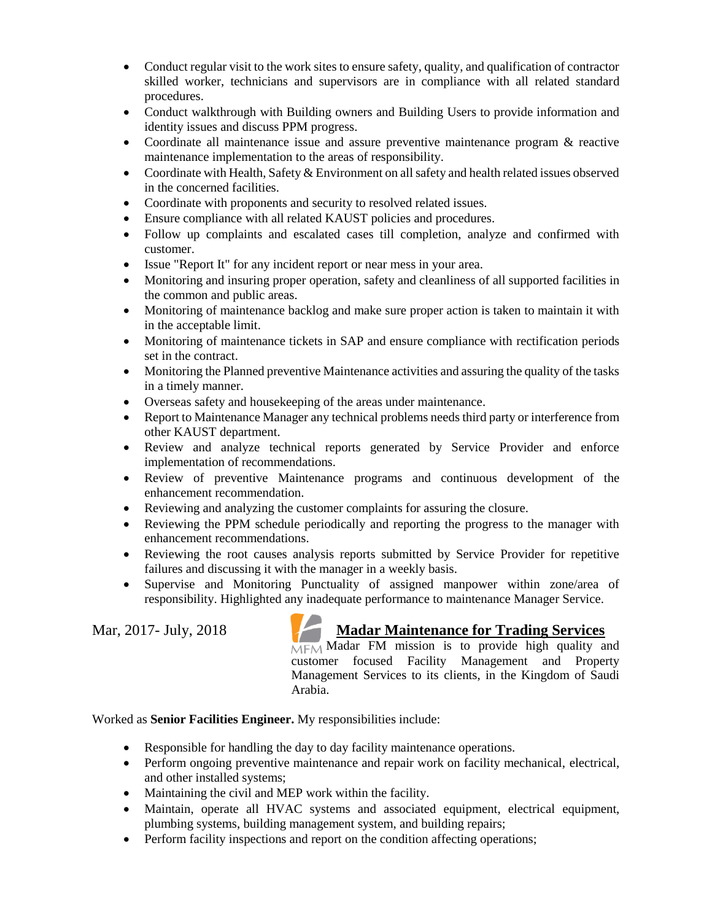- Conduct regular visit to the work sites to ensure safety, quality, and qualification of contractor skilled worker, technicians and supervisors are in compliance with all related standard procedures.
- Conduct walkthrough with Building owners and Building Users to provide information and identity issues and discuss PPM progress.
- Coordinate all maintenance issue and assure preventive maintenance program & reactive maintenance implementation to the areas of responsibility.
- Coordinate with Health, Safety & Environment on all safety and health related issues observed in the concerned facilities.
- Coordinate with proponents and security to resolved related issues.
- Ensure compliance with all related KAUST policies and procedures.
- Follow up complaints and escalated cases till completion, analyze and confirmed with customer.
- Issue "Report It" for any incident report or near mess in your area.
- Monitoring and insuring proper operation, safety and cleanliness of all supported facilities in the common and public areas.
- Monitoring of maintenance backlog and make sure proper action is taken to maintain it with in the acceptable limit.
- Monitoring of maintenance tickets in SAP and ensure compliance with rectification periods set in the contract.
- Monitoring the Planned preventive Maintenance activities and assuring the quality of the tasks in a timely manner.
- Overseas safety and housekeeping of the areas under maintenance.
- Report to Maintenance Manager any technical problems needs third party or interference from other KAUST department.
- Review and analyze technical reports generated by Service Provider and enforce implementation of recommendations.
- Review of preventive Maintenance programs and continuous development of the enhancement recommendation.
- Reviewing and analyzing the customer complaints for assuring the closure.
- Reviewing the PPM schedule periodically and reporting the progress to the manager with enhancement recommendations.
- Reviewing the root causes analysis reports submitted by Service Provider for repetitive failures and discussing it with the manager in a weekly basis.
- Supervise and Monitoring Punctuality of assigned manpower within zone/area of responsibility. Highlighted any inadequate performance to maintenance Manager Service.

Mar, 2017- July, 2018

## Madar Maintenance for Trading Services

MFM Madar FM mission is to provide high quality and customer focused Facility Management and Property Management Services to its clients, in the Kingdom of Saudi Arabia.

Worked as **Senior Facilities Engineer.** My responsibilities include:

- Responsible for handling the day to day facility maintenance operations.
- Perform ongoing preventive maintenance and repair work on facility mechanical, electrical, and other installed systems;
- Maintaining the civil and MEP work within the facility.
- Maintain, operate all HVAC systems and associated equipment, electrical equipment, plumbing systems, building management system, and building repairs;
- Perform facility inspections and report on the condition affecting operations;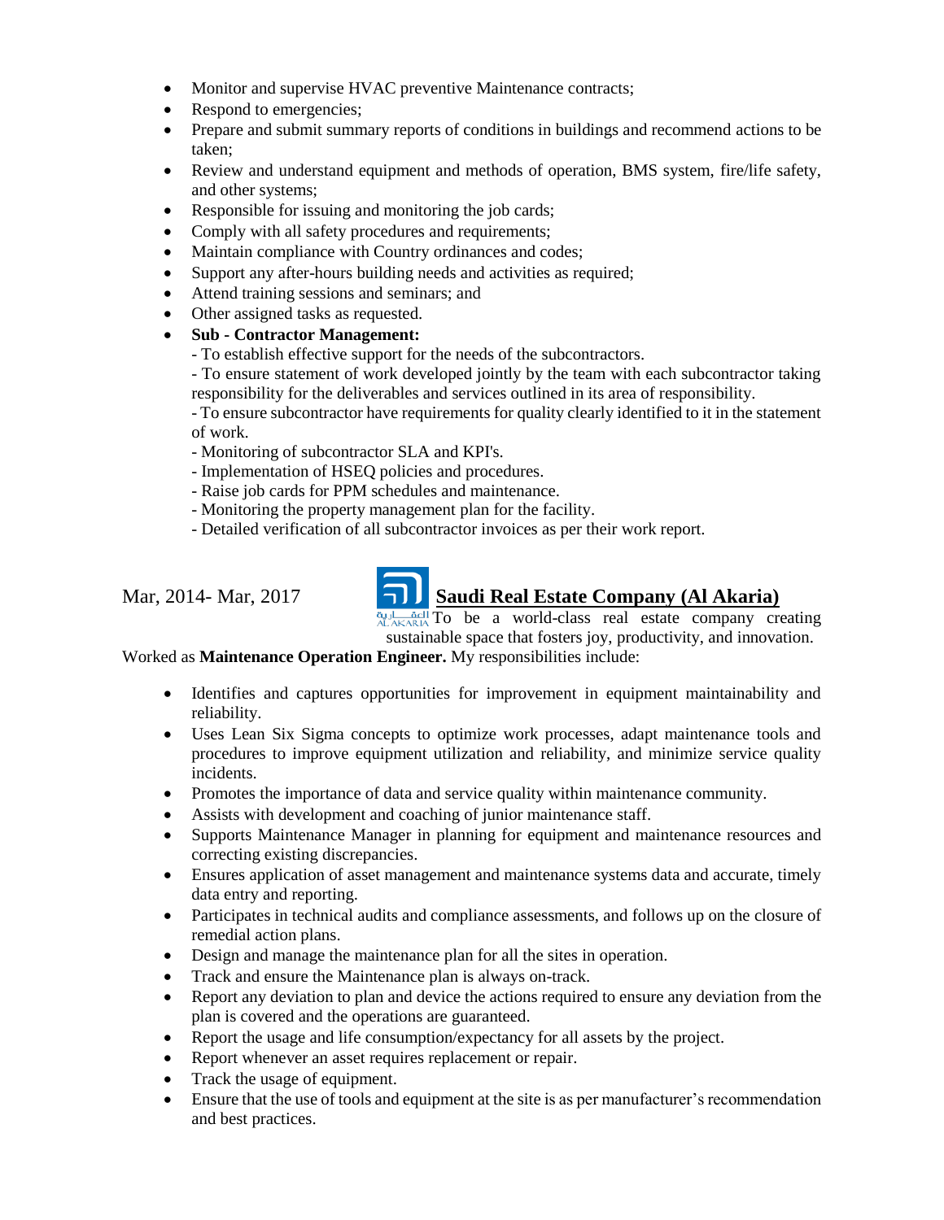- Monitor and supervise HVAC preventive Maintenance contracts;
- Respond to emergencies;
- Prepare and submit summary reports of conditions in buildings and recommend actions to be taken;
- Review and understand equipment and methods of operation, BMS system, fire/life safety, and other systems;
- Responsible for issuing and monitoring the job cards;
- Comply with all safety procedures and requirements;
- Maintain compliance with Country ordinances and codes;
- Support any after-hours building needs and activities as required;
- Attend training sessions and seminars; and
- Other assigned tasks as requested.
- **Sub - Contractor Management:**
  - To establish effective support for the needs of the subcontractors.
  - To ensure statement of work developed jointly by the team with each subcontractor taking responsibility for the deliverables and services outlined in its area of responsibility.
  - To ensure subcontractor have requirements for quality clearly identified to it in the statement of work.
  - Monitoring of subcontractor SLA and KPI's.
  - Implementation of HSEQ policies and procedures.
  - Raise job cards for PPM schedules and maintenance.
  - Monitoring the property management plan for the facility.
  - Detailed verification of all subcontractor invoices as per their work report.

Mar, 2014- Mar, 2017 **Saudi Real Estate Company (Al Akaria)**

To be a world-class real estate company creating sustainable space that fosters joy, productivity, and innovation.

Worked as **Maintenance Operation Engineer.** My responsibilities include:

- Identifies and captures opportunities for improvement in equipment maintainability and reliability.
- Uses Lean Six Sigma concepts to optimize work processes, adapt maintenance tools and procedures to improve equipment utilization and reliability, and minimize service quality incidents.
- Promotes the importance of data and service quality within maintenance community.
- Assists with development and coaching of junior maintenance staff.
- Supports Maintenance Manager in planning for equipment and maintenance resources and correcting existing discrepancies.
- Ensures application of asset management and maintenance systems data and accurate, timely data entry and reporting.
- Participates in technical audits and compliance assessments, and follows up on the closure of remedial action plans.
- Design and manage the maintenance plan for all the sites in operation.
- Track and ensure the Maintenance plan is always on-track.
- Report any deviation to plan and device the actions required to ensure any deviation from the plan is covered and the operations are guaranteed.
- Report the usage and life consumption/expectancy for all assets by the project.
- Report whenever an asset requires replacement or repair.
- Track the usage of equipment.
- Ensure that the use of tools and equipment at the site is as per manufacturer's recommendation and best practices.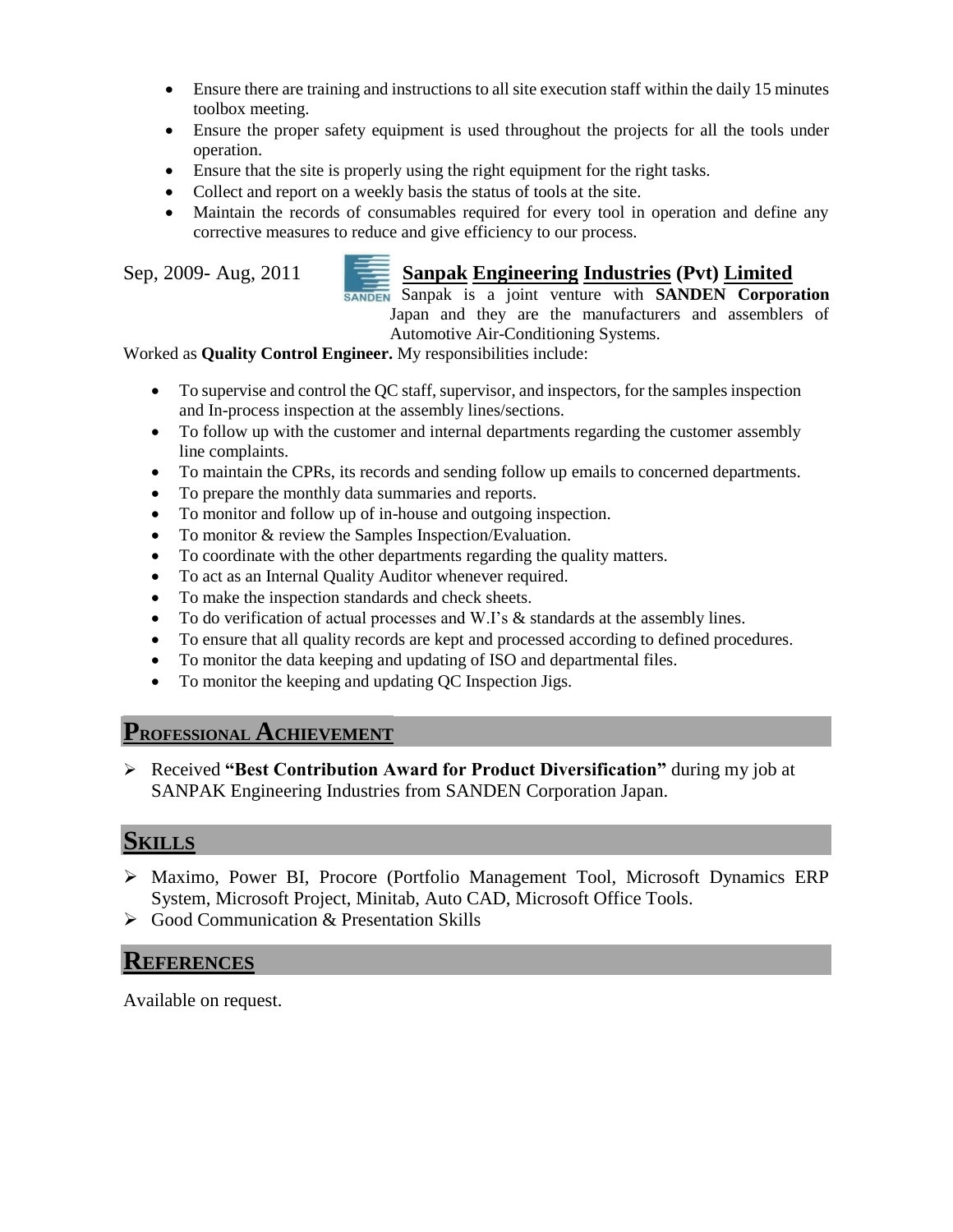- Ensure there are training and instructions to all site execution staff within the daily 15 minutes toolbox meeting.
- Ensure the proper safety equipment is used throughout the projects for all the tools under operation.
- Ensure that the site is properly using the right equipment for the right tasks.
- Collect and report on a weekly basis the status of tools at the site.
- Maintain the records of consumables required for every tool in operation and define any corrective measures to reduce and give efficiency to our process.

Sep, 2009- Aug, 2011 **Sanpak Engineering Industries (Pvt) Limited**

SANDEN Sanpak is a joint venture with **SANDEN Corporation** Japan and they are the manufacturers and assemblers of Automotive Air-Conditioning Systems.

Worked as **Quality Control Engineer.** My responsibilities include:

- To supervise and control the QC staff, supervisor, and inspectors, for the samples inspection and In-process inspection at the assembly lines/sections.
- To follow up with the customer and internal departments regarding the customer assembly line complaints.
- To maintain the CPRs, its records and sending follow up emails to concerned departments.
- To prepare the monthly data summaries and reports.
- To monitor and follow up of in-house and outgoing inspection.
- To monitor & review the Samples Inspection/Evaluation.
- To coordinate with the other departments regarding the quality matters.
- To act as an Internal Quality Auditor whenever required.
- To make the inspection standards and check sheets.
- To do verification of actual processes and W.I's & standards at the assembly lines.
- To ensure that all quality records are kept and processed according to defined procedures.
- To monitor the data keeping and updating of ISO and departmental files.
- To monitor the keeping and updating QC Inspection Jigs.

## Professional Achievement

- Received **"Best Contribution Award for Product Diversification"** during my job at SANPAK Engineering Industries from SANDEN Corporation Japan.

## Skills

- Maximo, Power BI, Procore (Portfolio Management Tool, Microsoft Dynamics ERP System, Microsoft Project, Minitab, Auto CAD, Microsoft Office Tools.
- Good Communication & Presentation Skills

## References

Available on request.